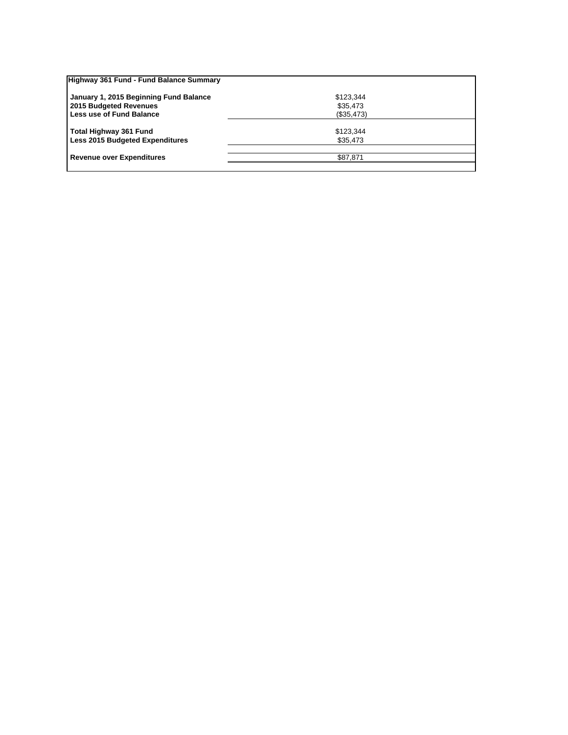| Highway 361 Fund - Fund Balance Summary | |
|---|---|
| **January 1, 2015 Beginning Fund Balance** | $123,344 |
| **2015 Budgeted Revenues** | $35,473 |
| **Less use of Fund Balance** | ($35,473) |
| **Total Highway 361 Fund** | $123,344 |
| **Less 2015 Budgeted Expenditures** | $35,473 |
| **Revenue over Expenditures** | $87,871 |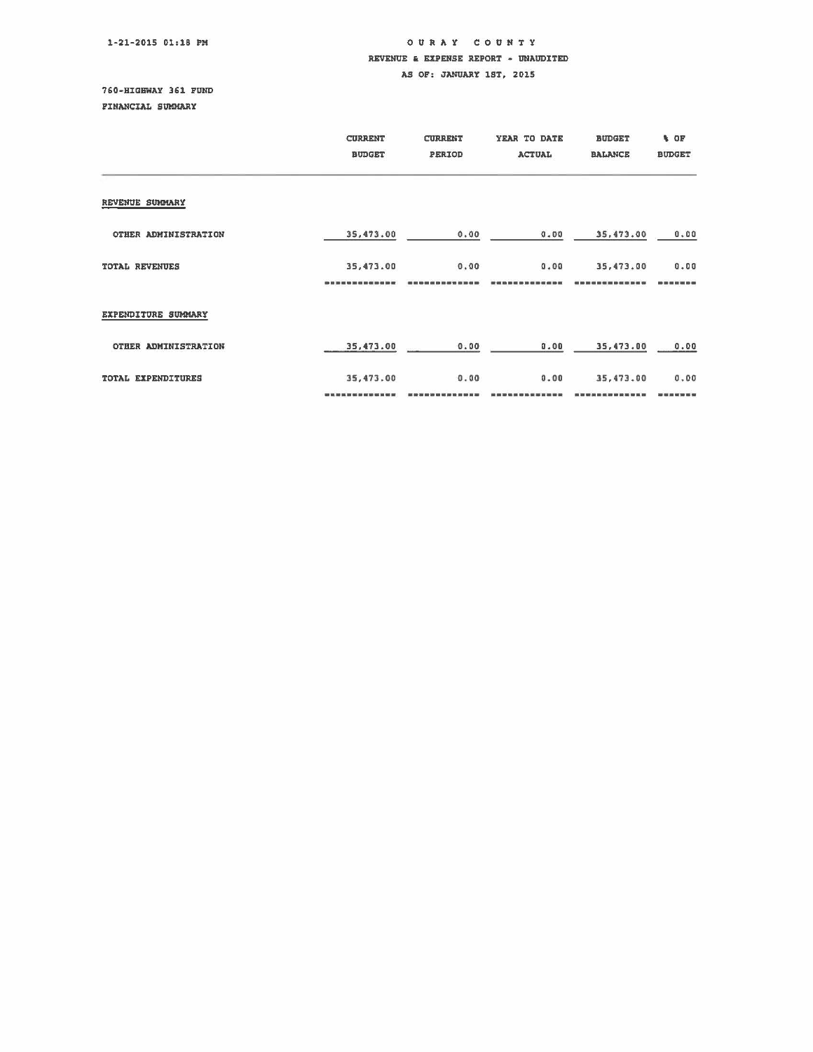1-21-2015 01:18 PM

# OURAY COUNTY

## REVENUE & EXPENSE REPORT - UNAUDITED

### AS OF: JANUARY 1ST, 2015

760-HIGHWAY 361 FUND

FINANCIAL SUMMARY

| | CURRENT BUDGET | CURRENT PERIOD | YEAR TO DATE ACTUAL | BUDGET BALANCE | % OF BUDGET |
|---|---|---|---|---|---|
| **REVENUE SUMMARY** | | | | | |
| OTHER ADMINISTRATION | 35,473.00 | 0.00 | 0.00 | 35,473.00 | 0.00 |
| TOTAL REVENUES | 35,473.00 | 0.00 | 0.00 | 35,473.00 | 0.00 |
| **EXPENDITURE SUMMARY** | | | | | |
| OTHER ADMINISTRATION | 35,473.00 | 0.00 | 0.00 | 35,473.00 | 0.00 |
| TOTAL EXPENDITURES | 35,473.00 | 0.00 | 0.00 | 35,473.00 | 0.00 |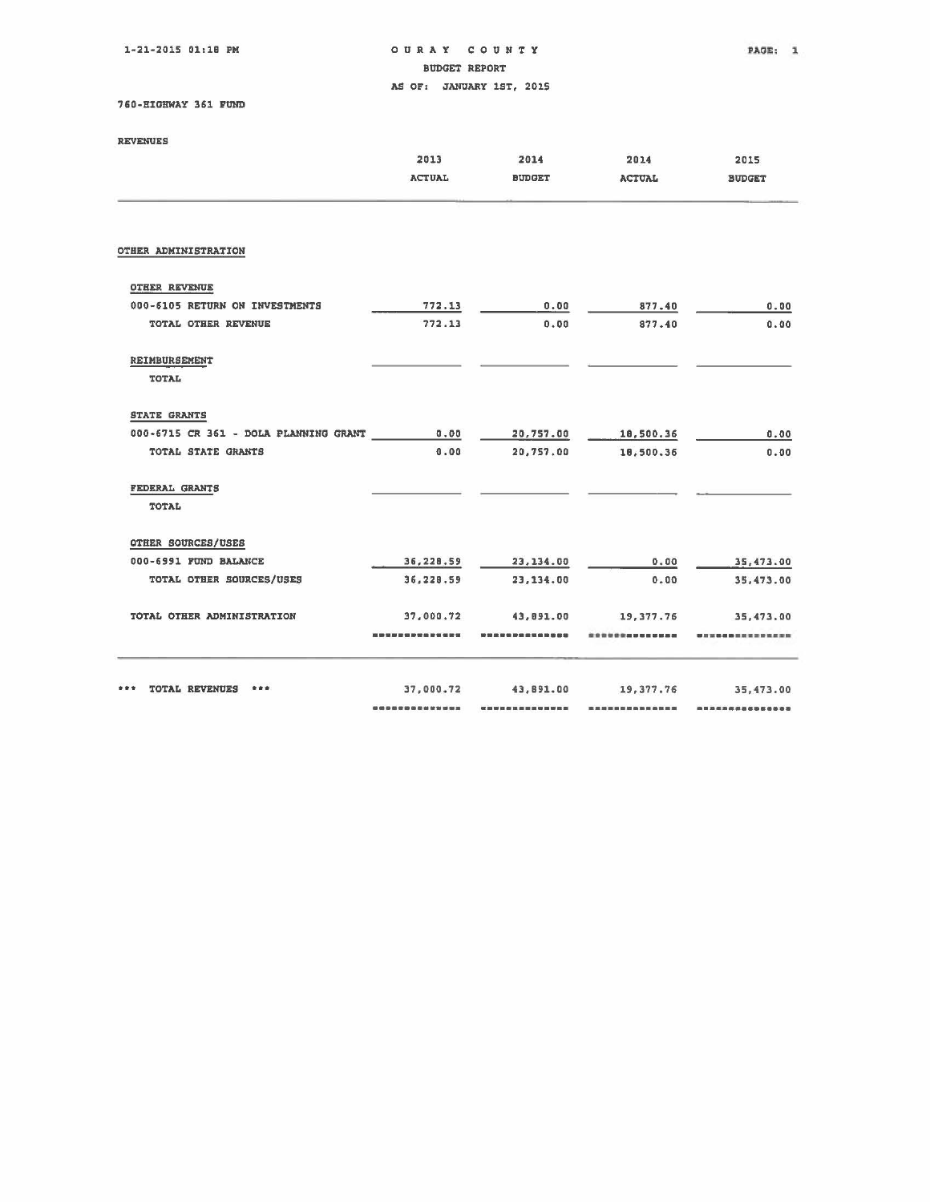1-21-2015 01:18 PM

# OURAY COUNTY

## BUDGET REPORT

AS OF: JANUARY 1ST, 2015

760-HIGHWAY 361 FUND

REVENUES

| | 2013 ACTUAL | 2014 BUDGET | 2014 ACTUAL | 2015 BUDGET |
|---|---|---|---|---|
| **OTHER ADMINISTRATION** | | | | |
| **OTHER REVENUE** | | | | |
| 000-6105 RETURN ON INVESTMENTS | 772.13 | 0.00 | 877.40 | 0.00 |
| TOTAL OTHER REVENUE | 772.13 | 0.00 | 877.40 | 0.00 |
| **REIMBURSEMENT** | | | | |
| TOTAL | | | | |
| **STATE GRANTS** | | | | |
| 000-6715 CR 361 - DOLA PLANNING GRANT | 0.00 | 20,757.00 | 18,500.36 | 0.00 |
| TOTAL STATE GRANTS | 0.00 | 20,757.00 | 18,500.36 | 0.00 |
| **FEDERAL GRANTS** | | | | |
| TOTAL | | | | |
| **OTHER SOURCES/USES** | | | | |
| 000-6991 FUND BALANCE | 36,228.59 | 23,134.00 | 0.00 | 35,473.00 |
| TOTAL OTHER SOURCES/USES | 36,228.59 | 23,134.00 | 0.00 | 35,473.00 |
| TOTAL OTHER ADMINISTRATION | 37,000.72 | 43,891.00 | 19,377.76 | 35,473.00 |
| *** TOTAL REVENUES *** | 37,000.72 | 43,891.00 | 19,377.76 | 35,473.00 |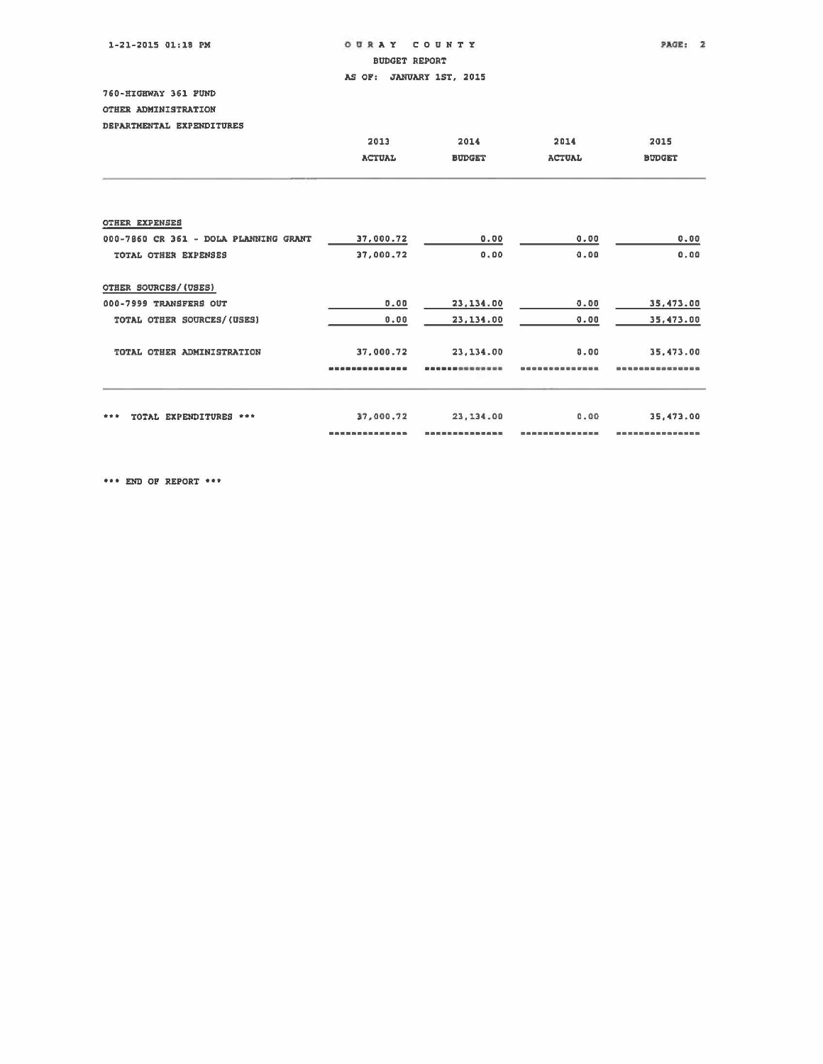OURAY COUNTY
BUDGET REPORT
AS OF: JANUARY 1ST, 2015

760-HIGHWAY 361 FUND
OTHER ADMINISTRATION
DEPARTMENTAL EXPENDITURES

| | 2013 ACTUAL | 2014 BUDGET | 2014 ACTUAL | 2015 BUDGET |
|---|---|---|---|---|
| OTHER EXPENSES | | | | |
| 000-7860 CR 361 - DOLA PLANNING GRANT | 37,000.72 | 0.00 | 0.00 | 0.00 |
| TOTAL OTHER EXPENSES | 37,000.72 | 0.00 | 0.00 | 0.00 |
| OTHER SOURCES/(USES) | | | | |
| 000-7999 TRANSFERS OUT | 0.00 | 23,134.00 | 0.00 | 35,473.00 |
| TOTAL OTHER SOURCES/(USES) | 0.00 | 23,134.00 | 0.00 | 35,473.00 |
| TOTAL OTHER ADMINISTRATION | 37,000.72 | 23,134.00 | 0.00 | 35,473.00 |
| *** TOTAL EXPENDITURES *** | 37,000.72 | 23,134.00 | 0.00 | 35,473.00 |

*** END OF REPORT ***